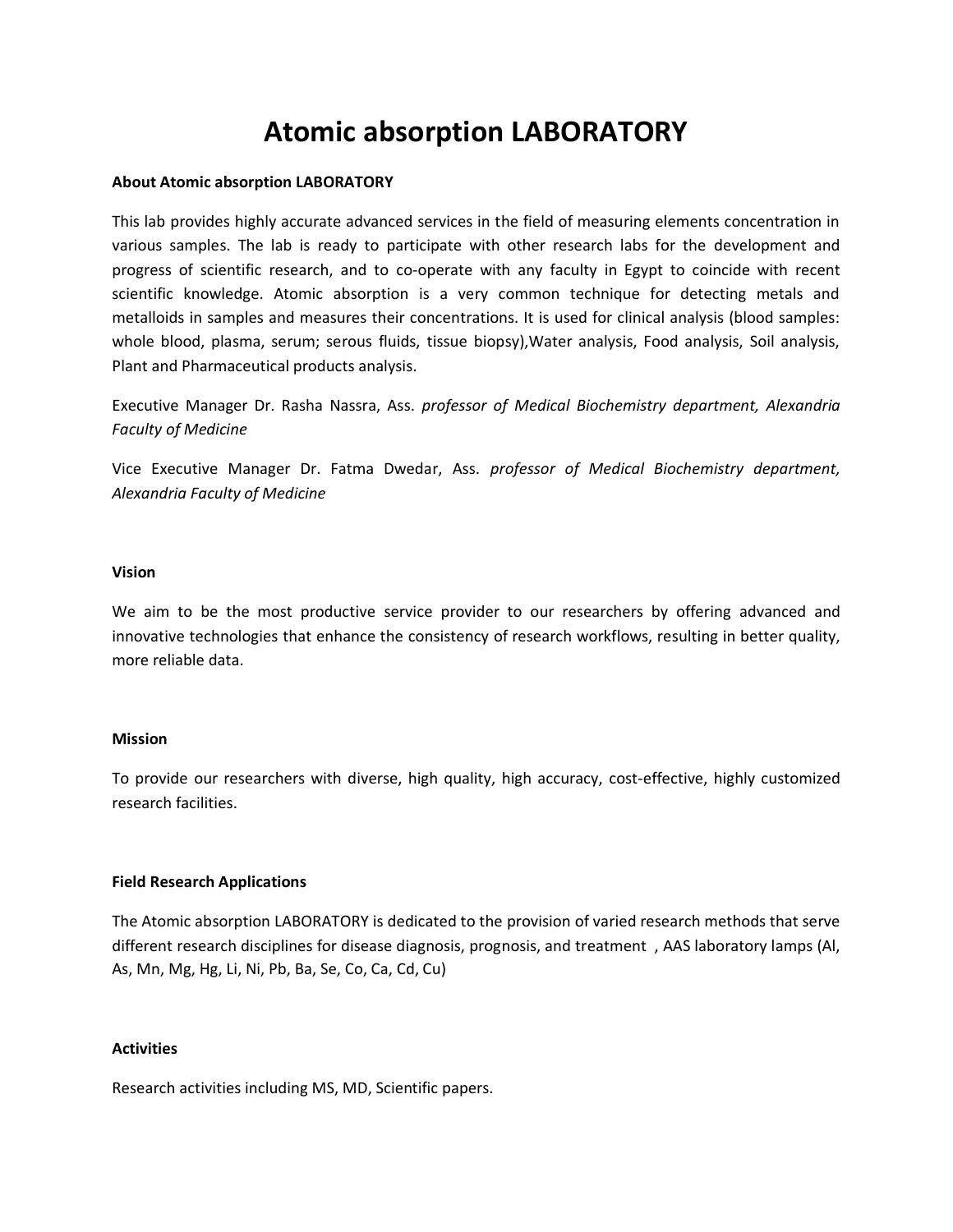# Atomic absorption LABORATORY

**About Atomic absorption LABORATORY**

This lab provides highly accurate advanced services in the field of measuring elements concentration in various samples. The lab is ready to participate with other research labs for the development and progress of scientific research, and to co-operate with any faculty in Egypt to coincide with recent scientific knowledge. Atomic absorption is a very common technique for detecting metals and metalloids in samples and measures their concentrations. It is used for clinical analysis (blood samples: whole blood, plasma, serum; serous fluids, tissue biopsy),Water analysis, Food analysis, Soil analysis, Plant and Pharmaceutical products analysis.

Executive Manager Dr. Rasha Nassra, Ass. *professor of Medical Biochemistry department, Alexandria Faculty of Medicine*

Vice Executive Manager Dr. Fatma Dwedar, Ass. *professor of Medical Biochemistry department, Alexandria Faculty of Medicine*

**Vision**

We aim to be the most productive service provider to our researchers by offering advanced and innovative technologies that enhance the consistency of research workflows, resulting in better quality, more reliable data.

**Mission**

To provide our researchers with diverse, high quality, high accuracy, cost-effective, highly customized research facilities.

**Field Research Applications**

The Atomic absorption LABORATORY is dedicated to the provision of varied research methods that serve different research disciplines for disease diagnosis, prognosis, and treatment , AAS laboratory lamps (Al, As, Mn, Mg, Hg, Li, Ni, Pb, Ba, Se, Co, Ca, Cd, Cu)

**Activities**

Research activities including MS, MD, Scientific papers.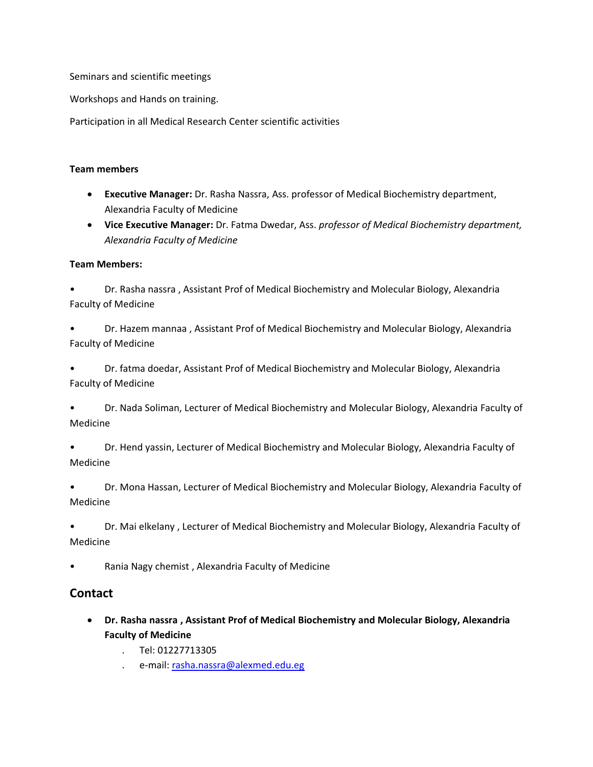Seminars and scientific meetings

Workshops and Hands on training.

Participation in all Medical Research Center scientific activities

**Team members**

- **Executive Manager:** Dr. Rasha Nassra, Ass. professor of Medical Biochemistry department, Alexandria Faculty of Medicine
- **Vice Executive Manager:** Dr. Fatma Dwedar, Ass. *professor of Medical Biochemistry department, Alexandria Faculty of Medicine*

**Team Members:**

- Dr. Rasha nassra , Assistant Prof of Medical Biochemistry and Molecular Biology, Alexandria Faculty of Medicine
- Dr. Hazem mannaa , Assistant Prof of Medical Biochemistry and Molecular Biology, Alexandria Faculty of Medicine
- Dr. fatma doedar, Assistant Prof of Medical Biochemistry and Molecular Biology, Alexandria Faculty of Medicine
- Dr. Nada Soliman, Lecturer of Medical Biochemistry and Molecular Biology, Alexandria Faculty of Medicine
- Dr. Hend yassin, Lecturer of Medical Biochemistry and Molecular Biology, Alexandria Faculty of Medicine
- Dr. Mona Hassan, Lecturer of Medical Biochemistry and Molecular Biology, Alexandria Faculty of Medicine
- Dr. Mai elkelany , Lecturer of Medical Biochemistry and Molecular Biology, Alexandria Faculty of Medicine
- Rania Nagy chemist , Alexandria Faculty of Medicine

## Contact

- **Dr. Rasha nassra , Assistant Prof of Medical Biochemistry and Molecular Biology, Alexandria Faculty of Medicine**
  - Tel: 01227713305
  - e-mail: rasha.nassra@alexmed.edu.eg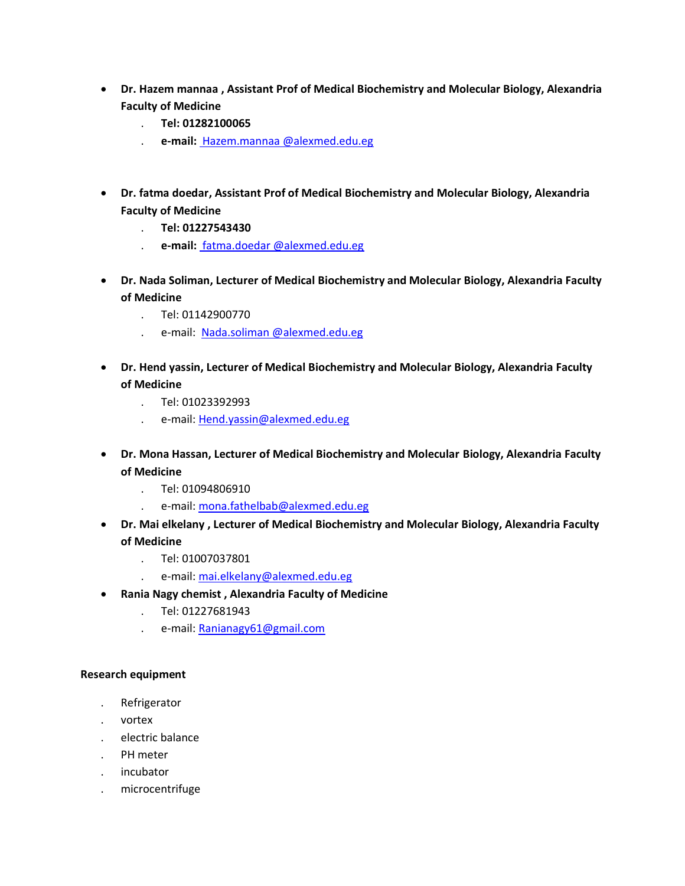- **Dr. Hazem mannaa , Assistant Prof of Medical Biochemistry and Molecular Biology, Alexandria Faculty of Medicine**
  - **Tel: 01282100065**
  - **e-mail:** Hazem.mannaa @alexmed.edu.eg

- **Dr. fatma doedar, Assistant Prof of Medical Biochemistry and Molecular Biology, Alexandria Faculty of Medicine**
  - **Tel: 01227543430**
  - **e-mail:** fatma.doedar @alexmed.edu.eg

- **Dr. Nada Soliman, Lecturer of Medical Biochemistry and Molecular Biology, Alexandria Faculty of Medicine**
  - Tel: 01142900770
  - e-mail: Nada.soliman @alexmed.edu.eg

- **Dr. Hend yassin, Lecturer of Medical Biochemistry and Molecular Biology, Alexandria Faculty of Medicine**
  - Tel: 01023392993
  - e-mail: Hend.yassin@alexmed.edu.eg

- **Dr. Mona Hassan, Lecturer of Medical Biochemistry and Molecular Biology, Alexandria Faculty of Medicine**
  - Tel: 01094806910
  - e-mail: mona.fathelbab@alexmed.edu.eg
- **Dr. Mai elkelany , Lecturer of Medical Biochemistry and Molecular Biology, Alexandria Faculty of Medicine**
  - Tel: 01007037801
  - e-mail: mai.elkelany@alexmed.edu.eg
- **Rania Nagy chemist , Alexandria Faculty of Medicine**
  - Tel: 01227681943
  - e-mail: Ranianagy61@gmail.com

**Research equipment**

- Refrigerator
- vortex
- electric balance
- PH meter
- incubator
- microcentrifuge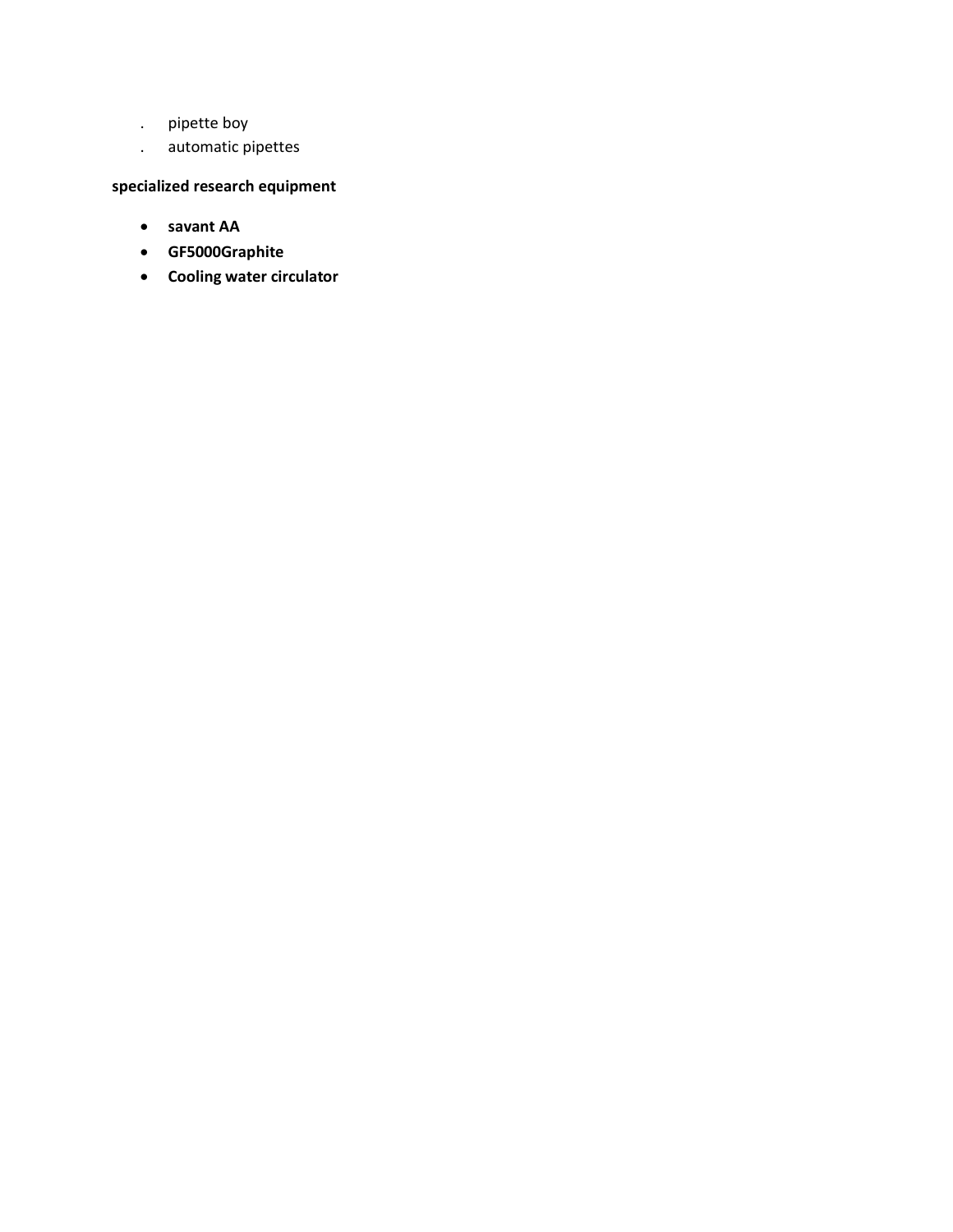- pipette boy
- automatic pipettes

**specialized research equipment**

- **savant AA**
- **GF5000Graphite**
- **Cooling water circulator**